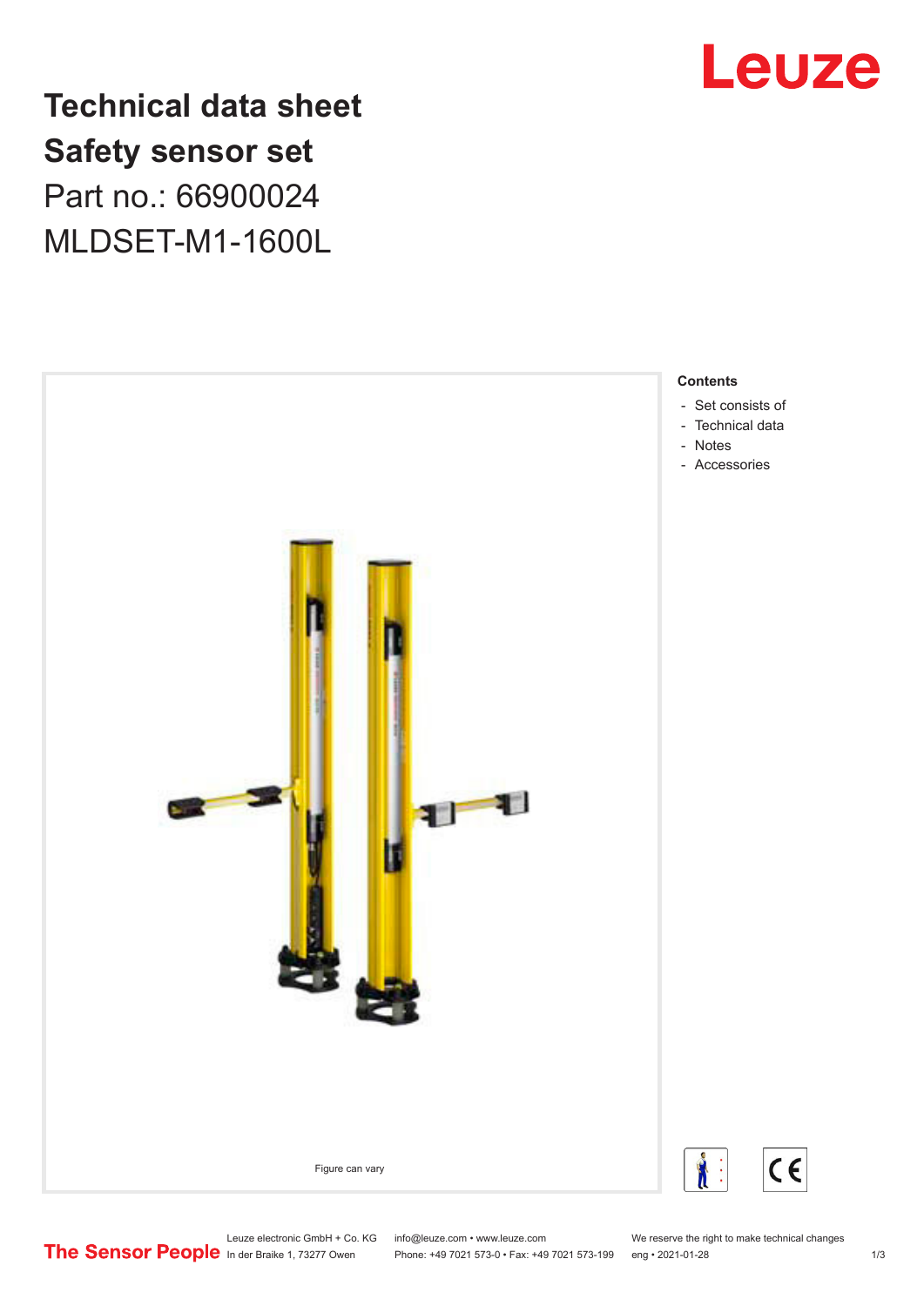# Technical data sheet
# Safety sensor set

Part no.: 66900024

MLDSET-M1-1600L

Figure can vary

**Contents**

- Set consists of
- Technical data
- Notes
- Accessories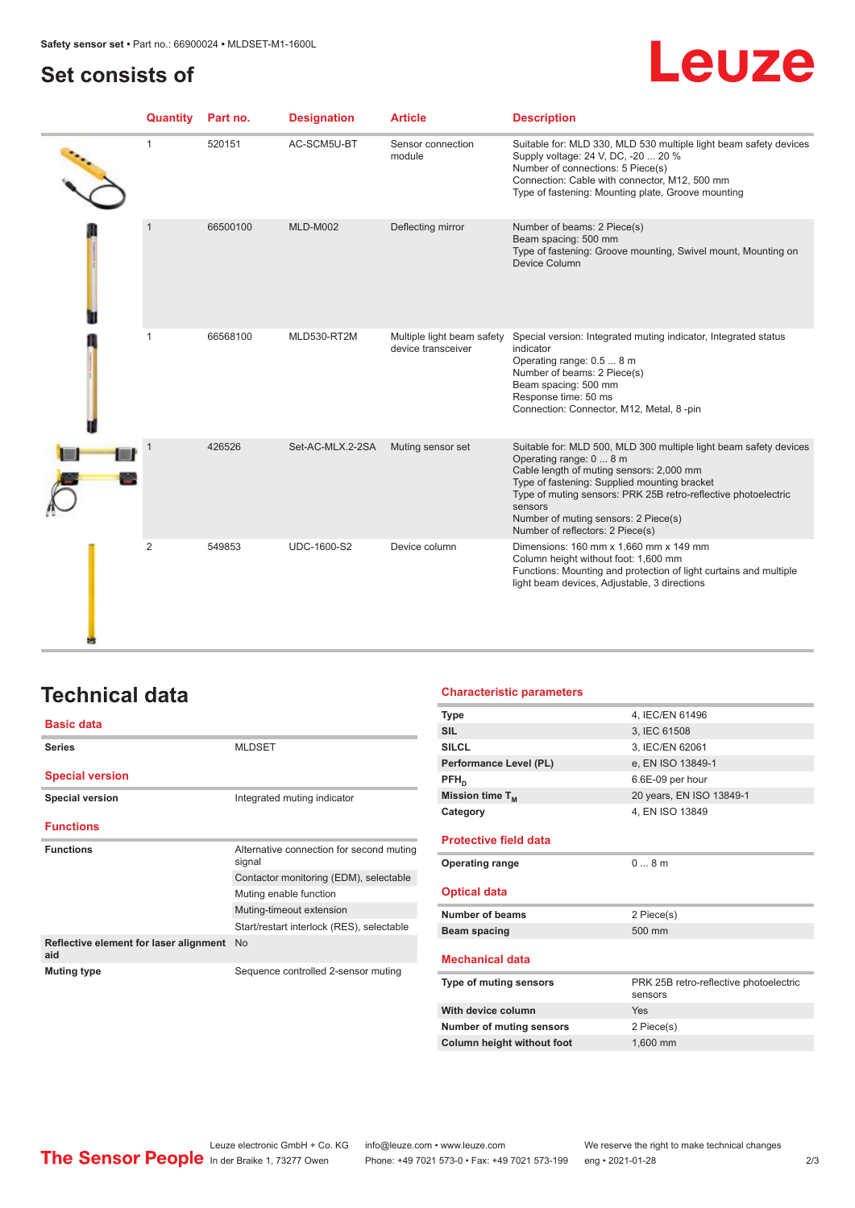## Set consists of

| Quantity | Part no. | Designation | Article | Description |
|---|---|---|---|---|
| 1 | 520151 | AC-SCM5U-BT | Sensor connection module | Suitable for: MLD 330, MLD 530 multiple light beam safety devices<br>Supply voltage: 24 V, DC, -20 ... 20 %<br>Number of connections: 5 Piece(s)<br>Connection: Cable with connector, M12, 500 mm<br>Type of fastening: Mounting plate, Groove mounting |
| 1 | 66500100 | MLD-M002 | Deflecting mirror | Number of beams: 2 Piece(s)<br>Beam spacing: 500 mm<br>Type of fastening: Groove mounting, Swivel mount, Mounting on Device Column |
| 1 | 66568100 | MLD530-RT2M | Multiple light beam safety device transceiver | Special version: Integrated muting indicator, Integrated status indicator<br>Operating range: 0.5 ... 8 m<br>Number of beams: 2 Piece(s)<br>Beam spacing: 500 mm<br>Response time: 50 ms<br>Connection: Connector, M12, Metal, 8 -pin |
| 1 | 426526 | Set-AC-MLX.2-2SA | Muting sensor set | Suitable for: MLD 500, MLD 300 multiple light beam safety devices<br>Operating range: 0 ... 8 m<br>Cable length of muting sensors: 2,000 mm<br>Type of fastening: Supplied mounting bracket<br>Type of muting sensors: PRK 25B retro-reflective photoelectric sensors<br>Number of muting sensors: 2 Piece(s)<br>Number of reflectors: 2 Piece(s) |
| 2 | 549853 | UDC-1600-S2 | Device column | Dimensions: 160 mm x 1,660 mm x 149 mm<br>Column height without foot: 1,600 mm<br>Functions: Mounting and protection of light curtains and multiple light beam devices, Adjustable, 3 directions |

# Technical data

### Basic data

| | |
|---|---|
| Series | MLDSET |

### Special version

| | |
|---|---|
| Special version | Integrated muting indicator |

### Functions

| | |
|---|---|
| Functions | Alternative connection for second muting signal |
| | Contactor monitoring (EDM), selectable |
| | Muting enable function |
| | Muting-timeout extension |
| | Start/restart interlock (RES), selectable |
| Reflective element for laser alignment aid | No |
| Muting type | Sequence controlled 2-sensor muting |

### Characteristic parameters

| | |
|---|---|
| Type | 4, IEC/EN 61496 |
| SIL | 3, IEC 61508 |
| SILCL | 3, IEC/EN 62061 |
| Performance Level (PL) | e, EN ISO 13849-1 |
| $PFH_D$ | 6.6E-09 per hour |
| Mission time $T_M$ | 20 years, EN ISO 13849-1 |
| Category | 4, EN ISO 13849 |

### Protective field data

| | |
|---|---|
| Operating range | 0 ... 8 m |

### Optical data

| | |
|---|---|
| Number of beams | 2 Piece(s) |
| Beam spacing | 500 mm |

### Mechanical data

| | |
|---|---|
| Type of muting sensors | PRK 25B retro-reflective photoelectric sensors |
| With device column | Yes |
| Number of muting sensors | 2 Piece(s) |
| Column height without foot | 1,600 mm |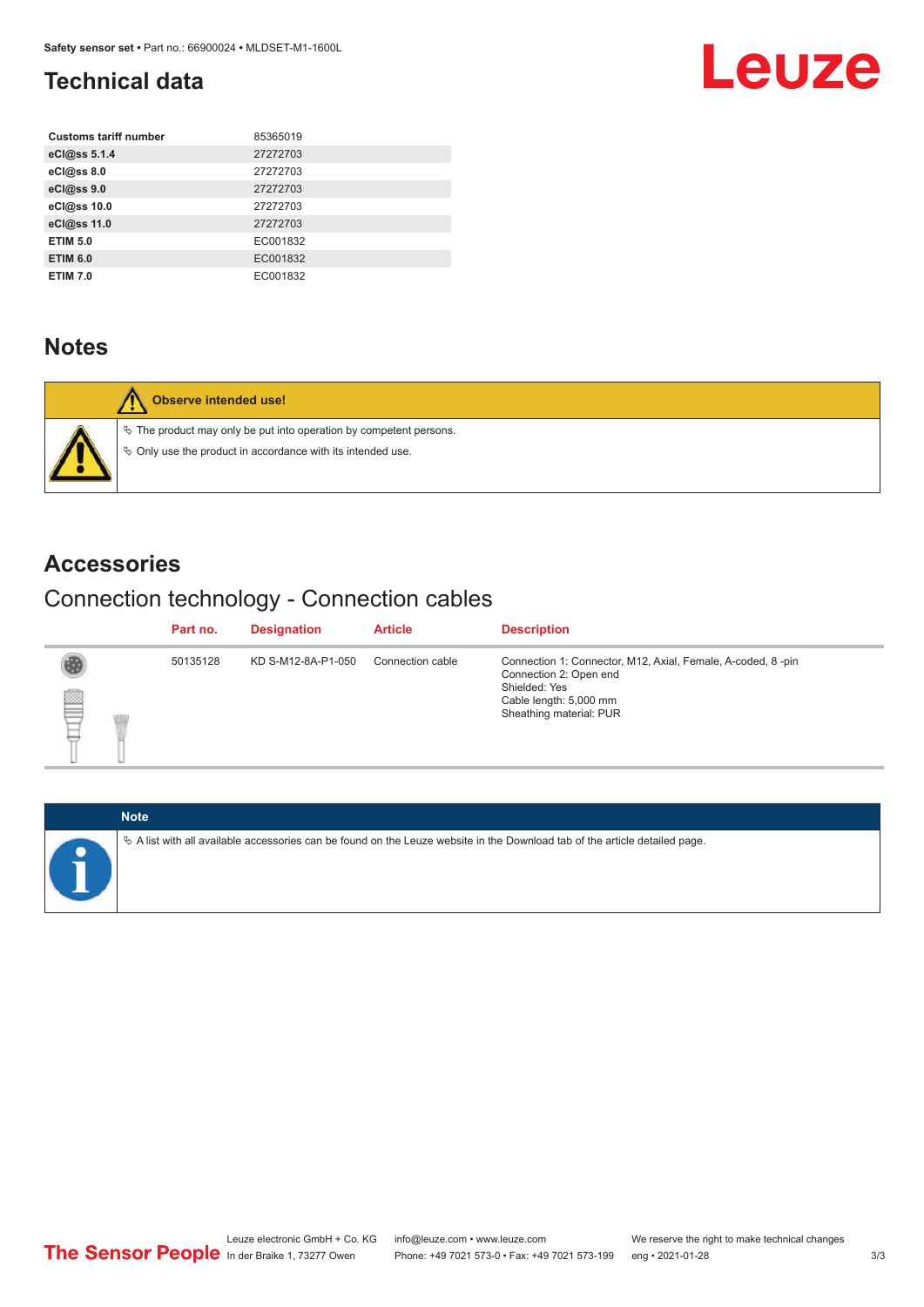# Technical data

| | |
|---|---|
| **Customs tariff number** | 85365019 |
| **eCl@ss 5.1.4** | 27272703 |
| **eCl@ss 8.0** | 27272703 |
| **eCl@ss 9.0** | 27272703 |
| **eCl@ss 10.0** | 27272703 |
| **eCl@ss 11.0** | 27272703 |
| **ETIM 5.0** | EC001832 |
| **ETIM 6.0** | EC001832 |
| **ETIM 7.0** | EC001832 |

# Notes

**Observe intended use!**

- The product may only be put into operation by competent persons.
- Only use the product in accordance with its intended use.

# Accessories

## Connection technology - Connection cables

| Part no. | Designation | Article | Description |
|---|---|---|---|
| 50135128 | KD S-M12-8A-P1-050 | Connection cable | Connection 1: Connector, M12, Axial, Female, A-coded, 8 -pin<br>Connection 2: Open end<br>Shielded: Yes<br>Cable length: 5,000 mm<br>Sheathing material: PUR |

**Note**

- A list with all available accessories can be found on the Leuze website in the Download tab of the article detailed page.